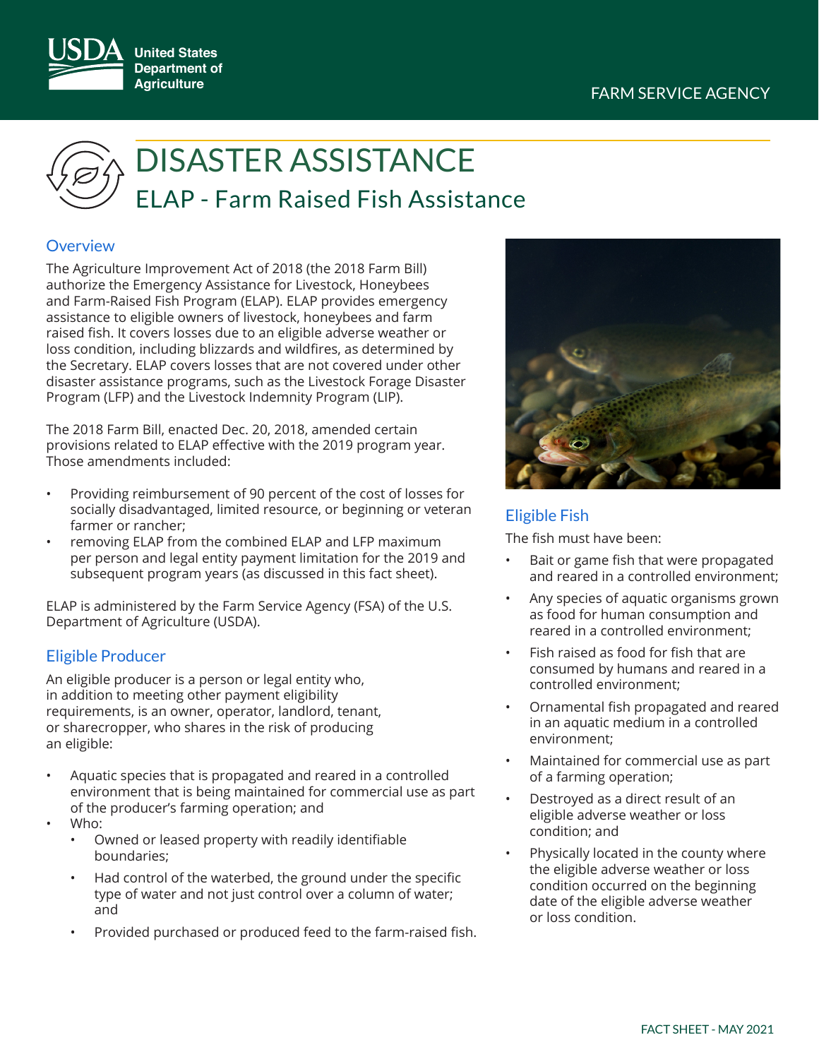# DISASTER ASSISTANCE

## ELAP - Farm Raised Fish Assistance

### Overview

The Agriculture Improvement Act of 2018 (the 2018 Farm Bill) authorize the Emergency Assistance for Livestock, Honeybees and Farm-Raised Fish Program (ELAP). ELAP provides emergency assistance to eligible owners of livestock, honeybees and farm raised fish. It covers losses due to an eligible adverse weather or loss condition, including blizzards and wildfires, as determined by the Secretary. ELAP covers losses that are not covered under other disaster assistance programs, such as the Livestock Forage Disaster Program (LFP) and the Livestock Indemnity Program (LIP).

The 2018 Farm Bill, enacted Dec. 20, 2018, amended certain provisions related to ELAP effective with the 2019 program year. Those amendments included:

- Providing reimbursement of 90 percent of the cost of losses for socially disadvantaged, limited resource, or beginning or veteran farmer or rancher;
- removing ELAP from the combined ELAP and LFP maximum per person and legal entity payment limitation for the 2019 and subsequent program years (as discussed in this fact sheet).

ELAP is administered by the Farm Service Agency (FSA) of the U.S. Department of Agriculture (USDA).

### Eligible Producer

An eligible producer is a person or legal entity who, in addition to meeting other payment eligibility requirements, is an owner, operator, landlord, tenant, or sharecropper, who shares in the risk of producing an eligible:

- Aquatic species that is propagated and reared in a controlled environment that is being maintained for commercial use as part of the producer's farming operation; and
- Who:
  - Owned or leased property with readily identifiable boundaries;
  - Had control of the waterbed, the ground under the specific type of water and not just control over a column of water; and
  - Provided purchased or produced feed to the farm-raised fish.

### Eligible Fish

The fish must have been:

- Bait or game fish that were propagated and reared in a controlled environment;
- Any species of aquatic organisms grown as food for human consumption and reared in a controlled environment;
- Fish raised as food for fish that are consumed by humans and reared in a controlled environment;
- Ornamental fish propagated and reared in an aquatic medium in a controlled environment;
- Maintained for commercial use as part of a farming operation;
- Destroyed as a direct result of an eligible adverse weather or loss condition; and
- Physically located in the county where the eligible adverse weather or loss condition occurred on the beginning date of the eligible adverse weather or loss condition.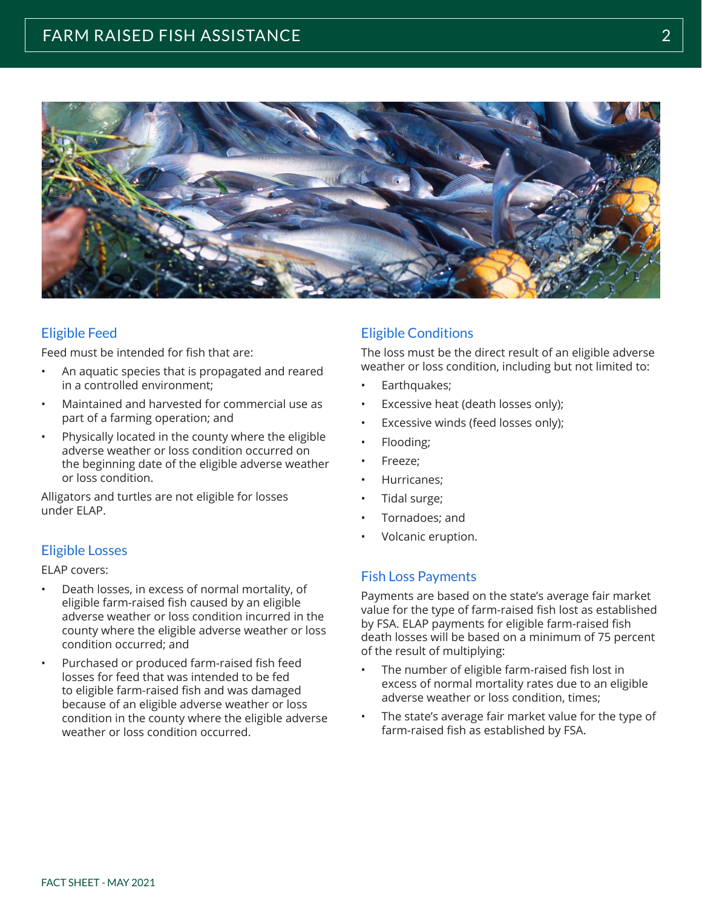## Eligible Feed

Feed must be intended for fish that are:

- An aquatic species that is propagated and reared in a controlled environment;
- Maintained and harvested for commercial use as part of a farming operation; and
- Physically located in the county where the eligible adverse weather or loss condition occurred on the beginning date of the eligible adverse weather or loss condition.

Alligators and turtles are not eligible for losses under ELAP.

## Eligible Losses

ELAP covers:

- Death losses, in excess of normal mortality, of eligible farm-raised fish caused by an eligible adverse weather or loss condition incurred in the county where the eligible adverse weather or loss condition occurred; and
- Purchased or produced farm-raised fish feed losses for feed that was intended to be fed to eligible farm-raised fish and was damaged because of an eligible adverse weather or loss condition in the county where the eligible adverse weather or loss condition occurred.

## Eligible Conditions

The loss must be the direct result of an eligible adverse weather or loss condition, including but not limited to:

- Earthquakes;
- Excessive heat (death losses only);
- Excessive winds (feed losses only);
- Flooding;
- Freeze;
- Hurricanes;
- Tidal surge;
- Tornadoes; and
- Volcanic eruption.

## Fish Loss Payments

Payments are based on the state's average fair market value for the type of farm-raised fish lost as established by FSA. ELAP payments for eligible farm-raised fish death losses will be based on a minimum of 75 percent of the result of multiplying:

- The number of eligible farm-raised fish lost in excess of normal mortality rates due to an eligible adverse weather or loss condition, times;
- The state's average fair market value for the type of farm-raised fish as established by FSA.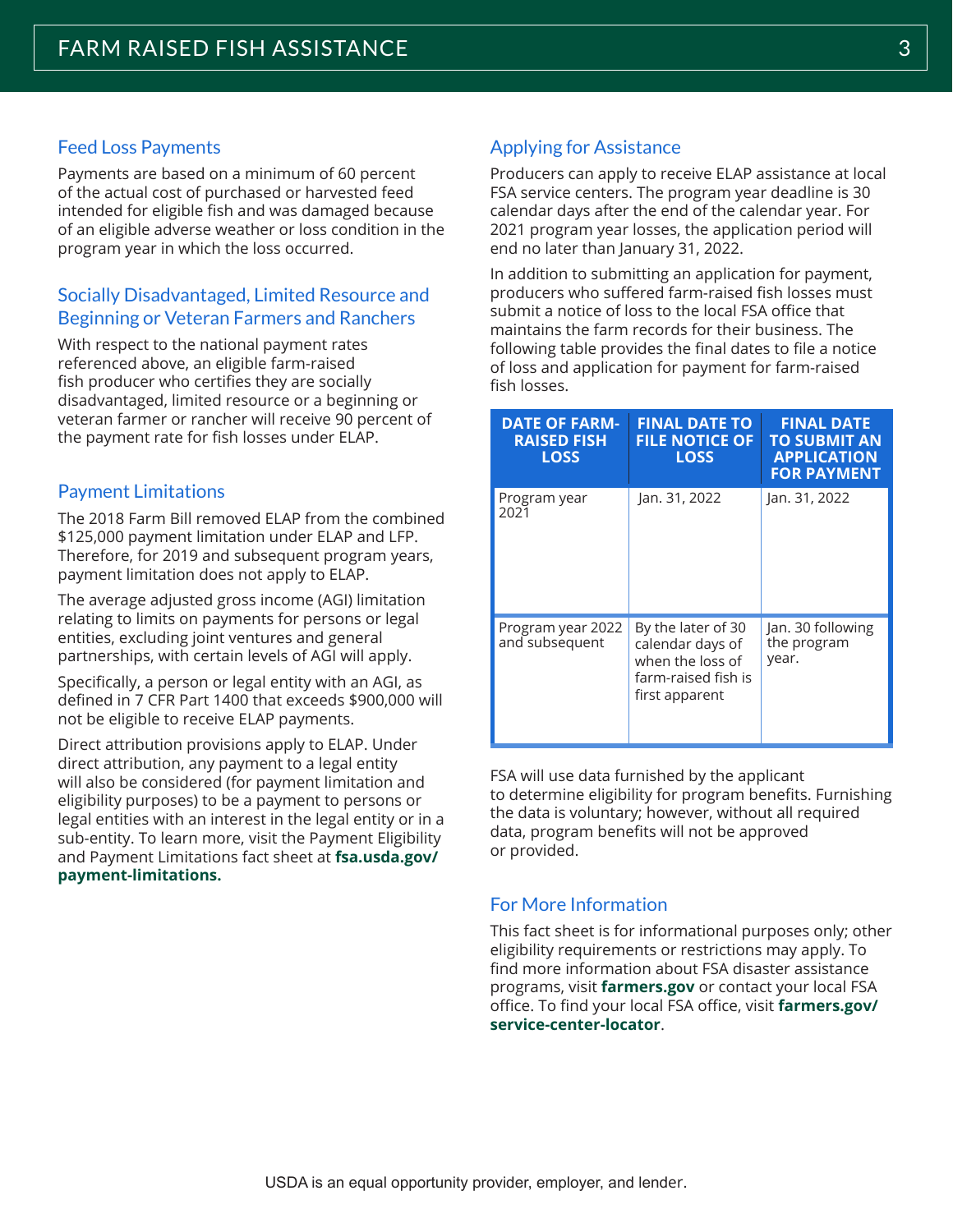## Feed Loss Payments

Payments are based on a minimum of 60 percent of the actual cost of purchased or harvested feed intended for eligible fish and was damaged because of an eligible adverse weather or loss condition in the program year in which the loss occurred.

## Socially Disadvantaged, Limited Resource and Beginning or Veteran Farmers and Ranchers

With respect to the national payment rates referenced above, an eligible farm-raised fish producer who certifies they are socially disadvantaged, limited resource or a beginning or veteran farmer or rancher will receive 90 percent of the payment rate for fish losses under ELAP.

## Payment Limitations

The 2018 Farm Bill removed ELAP from the combined $125,000 payment limitation under ELAP and LFP. Therefore, for 2019 and subsequent program years, payment limitation does not apply to ELAP.

The average adjusted gross income (AGI) limitation relating to limits on payments for persons or legal entities, excluding joint ventures and general partnerships, with certain levels of AGI will apply.

Specifically, a person or legal entity with an AGI, as defined in 7 CFR Part 1400 that exceeds $900,000 will not be eligible to receive ELAP payments.

Direct attribution provisions apply to ELAP. Under direct attribution, any payment to a legal entity will also be considered (for payment limitation and eligibility purposes) to be a payment to persons or legal entities with an interest in the legal entity or in a sub-entity. To learn more, visit the Payment Eligibility and Payment Limitations fact sheet at **fsa.usda.gov/payment-limitations.**

## Applying for Assistance

Producers can apply to receive ELAP assistance at local FSA service centers. The program year deadline is 30 calendar days after the end of the calendar year. For 2021 program year losses, the application period will end no later than January 31, 2022.

In addition to submitting an application for payment, producers who suffered farm-raised fish losses must submit a notice of loss to the local FSA office that maintains the farm records for their business. The following table provides the final dates to file a notice of loss and application for payment for farm-raised fish losses.

| DATE OF FARM-RAISED FISH LOSS | FINAL DATE TO FILE NOTICE OF LOSS | FINAL DATE TO SUBMIT AN APPLICATION FOR PAYMENT |
|---|---|---|
| Program year 2021 | Jan. 31, 2022 | Jan. 31, 2022 |
| Program year 2022 and subsequent | By the later of 30 calendar days of when the loss of farm-raised fish is first apparent | Jan. 30 following the program year. |

FSA will use data furnished by the applicant to determine eligibility for program benefits. Furnishing the data is voluntary; however, without all required data, program benefits will not be approved or provided.

## For More Information

This fact sheet is for informational purposes only; other eligibility requirements or restrictions may apply. To find more information about FSA disaster assistance programs, visit **farmers.gov** or contact your local FSA office. To find your local FSA office, visit **farmers.gov/service-center-locator**.

USDA is an equal opportunity provider, employer, and lender.